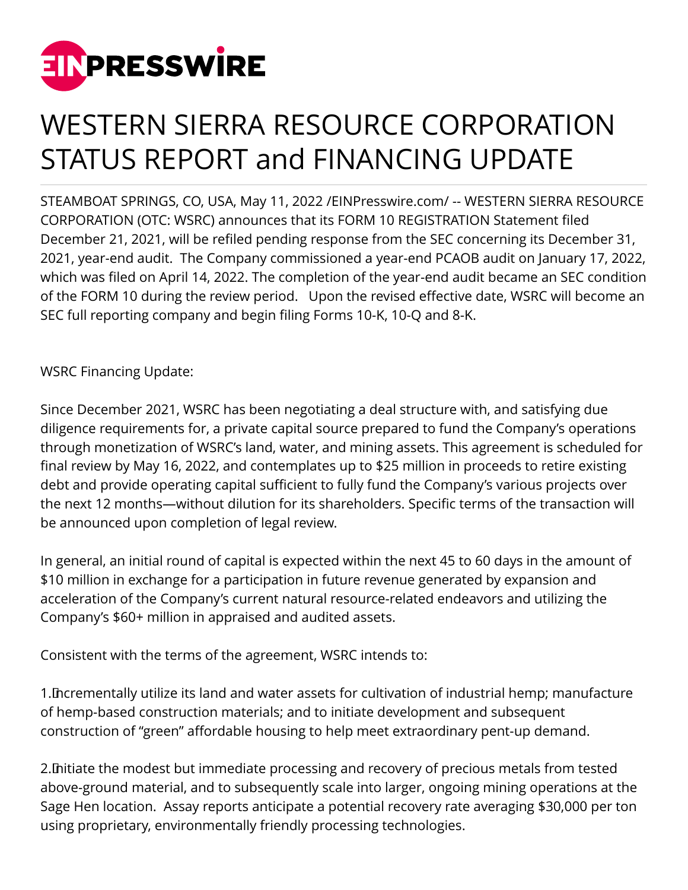# WESTERN SIERRA RESOURCE CORPORATION STATUS REPORT and FINANCING UPDATE

STEAMBOAT SPRINGS, CO, USA, May 11, 2022 /EINPresswire.com/ -- WESTERN SIERRA RESOURCE CORPORATION (OTC: WSRC) announces that its FORM 10 REGISTRATION Statement filed December 21, 2021, will be refiled pending response from the SEC concerning its December 31, 2021, year-end audit. The Company commissioned a year-end PCAOB audit on January 17, 2022, which was filed on April 14, 2022. The completion of the year-end audit became an SEC condition of the FORM 10 during the review period. Upon the revised effective date, WSRC will become an SEC full reporting company and begin filing Forms 10-K, 10-Q and 8-K.

WSRC Financing Update:

Since December 2021, WSRC has been negotiating a deal structure with, and satisfying due diligence requirements for, a private capital source prepared to fund the Company's operations through monetization of WSRC's land, water, and mining assets. This agreement is scheduled for final review by May 16, 2022, and contemplates up to $25 million in proceeds to retire existing debt and provide operating capital sufficient to fully fund the Company's various projects over the next 12 months—without dilution for its shareholders. Specific terms of the transaction will be announced upon completion of legal review.

In general, an initial round of capital is expected within the next 45 to 60 days in the amount of $10 million in exchange for a participation in future revenue generated by expansion and acceleration of the Company's current natural resource-related endeavors and utilizing the Company's $60+ million in appraised and audited assets.

Consistent with the terms of the agreement, WSRC intends to:

1. Incrementally utilize its land and water assets for cultivation of industrial hemp; manufacture of hemp-based construction materials; and to initiate development and subsequent construction of "green" affordable housing to help meet extraordinary pent-up demand.

2. Initiate the modest but immediate processing and recovery of precious metals from tested above-ground material, and to subsequently scale into larger, ongoing mining operations at the Sage Hen location. Assay reports anticipate a potential recovery rate averaging $30,000 per ton using proprietary, environmentally friendly processing technologies.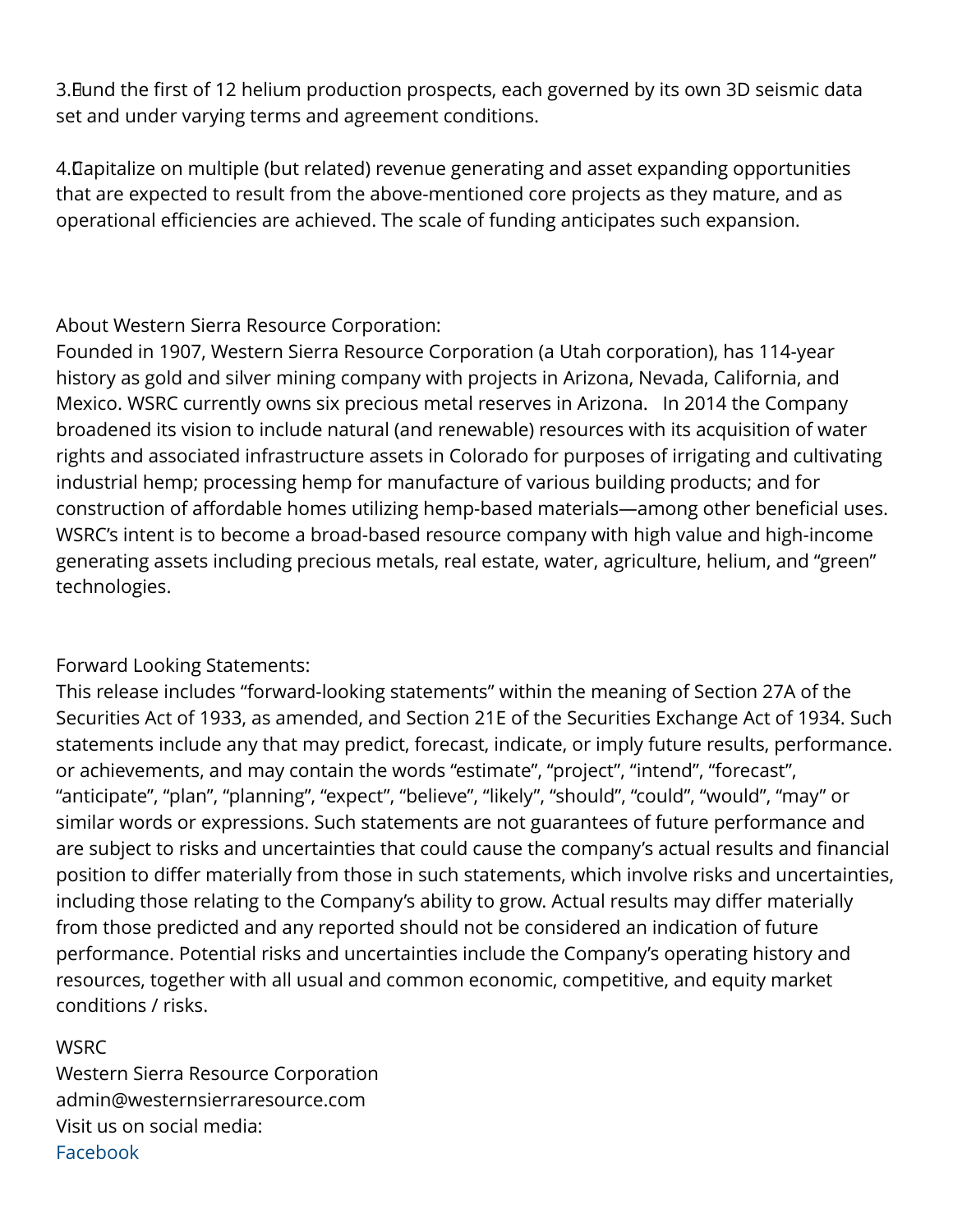3. Fund the first of 12 helium production prospects, each governed by its own 3D seismic data set and under varying terms and agreement conditions.

4. Capitalize on multiple (but related) revenue generating and asset expanding opportunities that are expected to result from the above-mentioned core projects as they mature, and as operational efficiencies are achieved. The scale of funding anticipates such expansion.

About Western Sierra Resource Corporation:
Founded in 1907, Western Sierra Resource Corporation (a Utah corporation), has 114-year history as gold and silver mining company with projects in Arizona, Nevada, California, and Mexico. WSRC currently owns six precious metal reserves in Arizona. In 2014 the Company broadened its vision to include natural (and renewable) resources with its acquisition of water rights and associated infrastructure assets in Colorado for purposes of irrigating and cultivating industrial hemp; processing hemp for manufacture of various building products; and for construction of affordable homes utilizing hemp-based materials—among other beneficial uses. WSRC's intent is to become a broad-based resource company with high value and high-income generating assets including precious metals, real estate, water, agriculture, helium, and "green" technologies.

Forward Looking Statements:
This release includes "forward-looking statements" within the meaning of Section 27A of the Securities Act of 1933, as amended, and Section 21E of the Securities Exchange Act of 1934. Such statements include any that may predict, forecast, indicate, or imply future results, performance. or achievements, and may contain the words "estimate", "project", "intend", "forecast", "anticipate", "plan", "planning", "expect", "believe", "likely", "should", "could", "would", "may" or similar words or expressions. Such statements are not guarantees of future performance and are subject to risks and uncertainties that could cause the company's actual results and financial position to differ materially from those in such statements, which involve risks and uncertainties, including those relating to the Company's ability to grow. Actual results may differ materially from those predicted and any reported should not be considered an indication of future performance. Potential risks and uncertainties include the Company's operating history and resources, together with all usual and common economic, competitive, and equity market conditions / risks.

WSRC
Western Sierra Resource Corporation
admin@westernsierraresource.com
Visit us on social media:
Facebook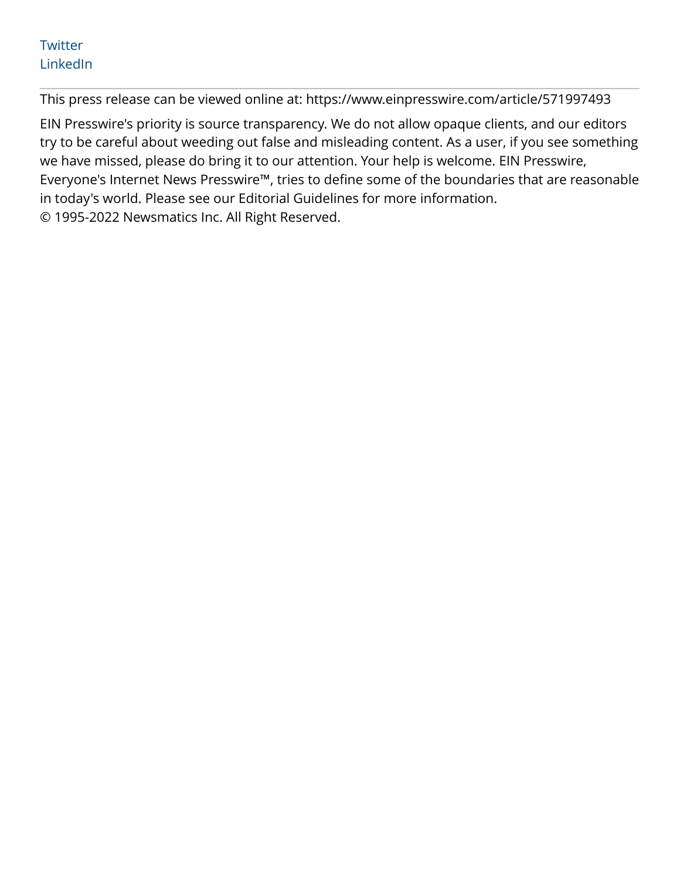Twitter
LinkedIn

---

This press release can be viewed online at: https://www.einpresswire.com/article/571997493

EIN Presswire's priority is source transparency. We do not allow opaque clients, and our editors try to be careful about weeding out false and misleading content. As a user, if you see something we have missed, please do bring it to our attention. Your help is welcome. EIN Presswire, Everyone's Internet News Presswire™, tries to define some of the boundaries that are reasonable in today's world. Please see our Editorial Guidelines for more information.
© 1995-2022 Newsmatics Inc. All Right Reserved.